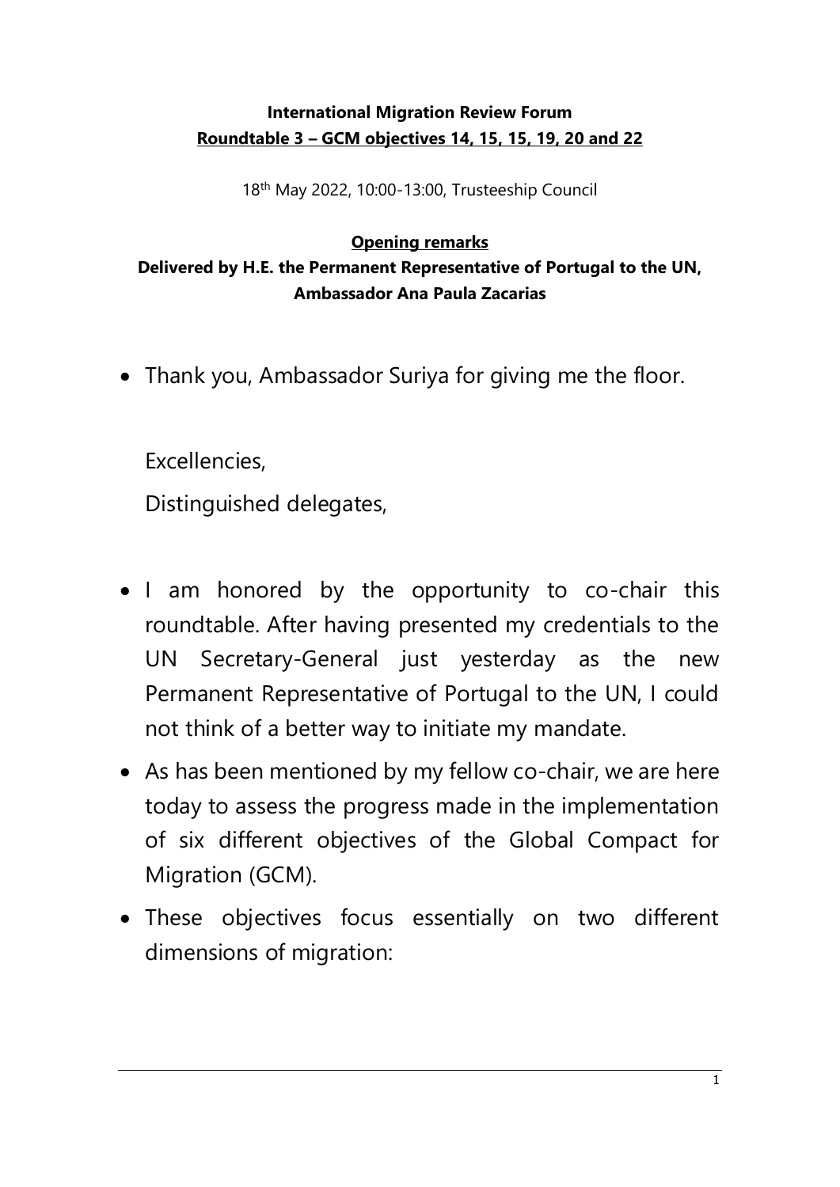**International Migration Review Forum**

**Roundtable 3 – GCM objectives 14, 15, 15, 19, 20 and 22**

18th May 2022, 10:00-13:00, Trusteeship Council

**Opening remarks**

**Delivered by H.E. the Permanent Representative of Portugal to the UN, Ambassador Ana Paula Zacarias**

- Thank you, Ambassador Suriya for giving me the floor.

  Excellencies,

  Distinguished delegates,

- I am honored by the opportunity to co-chair this roundtable. After having presented my credentials to the UN Secretary-General just yesterday as the new Permanent Representative of Portugal to the UN, I could not think of a better way to initiate my mandate.
- As has been mentioned by my fellow co-chair, we are here today to assess the progress made in the implementation of six different objectives of the Global Compact for Migration (GCM).
- These objectives focus essentially on two different dimensions of migration: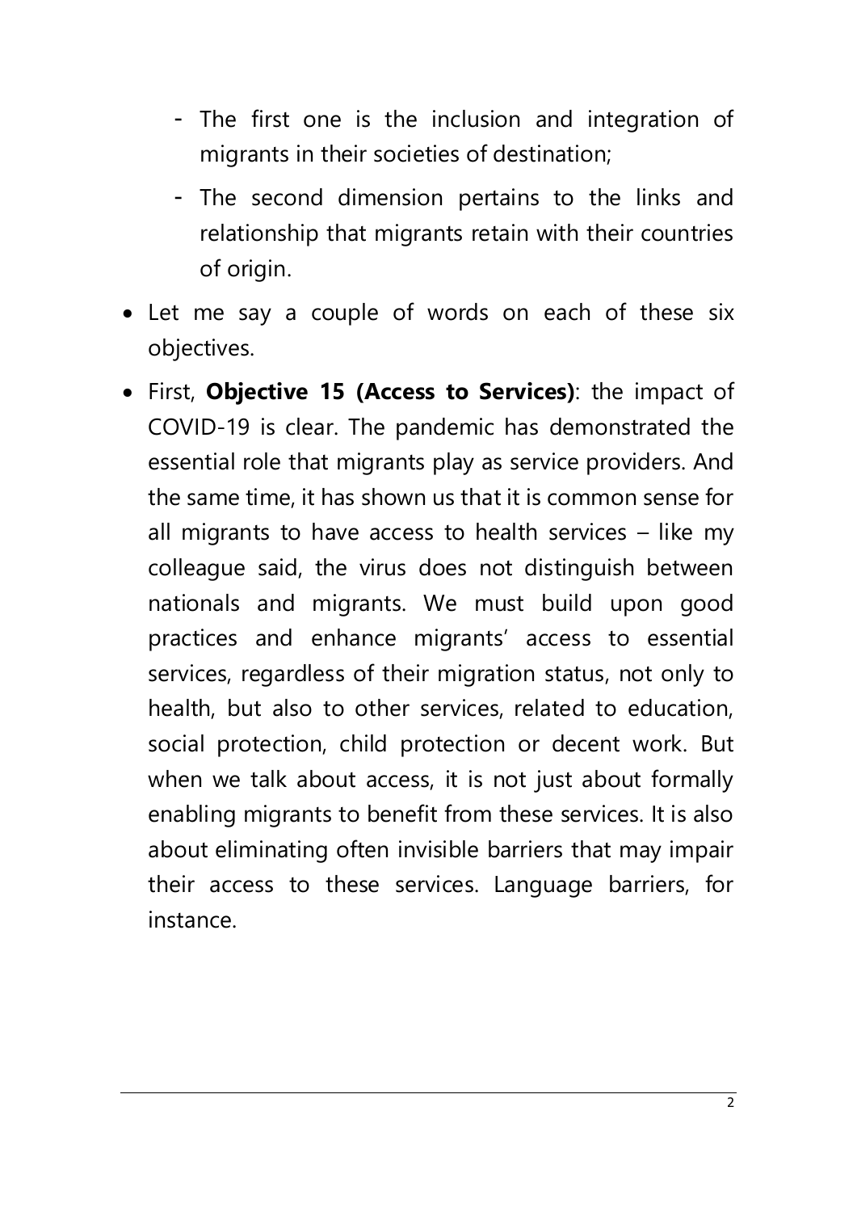- The first one is the inclusion and integration of migrants in their societies of destination;
  - The second dimension pertains to the links and relationship that migrants retain with their countries of origin.

- Let me say a couple of words on each of these six objectives.
- First, **Objective 15 (Access to Services)**: the impact of COVID-19 is clear. The pandemic has demonstrated the essential role that migrants play as service providers. And the same time, it has shown us that it is common sense for all migrants to have access to health services – like my colleague said, the virus does not distinguish between nationals and migrants. We must build upon good practices and enhance migrants' access to essential services, regardless of their migration status, not only to health, but also to other services, related to education, social protection, child protection or decent work. But when we talk about access, it is not just about formally enabling migrants to benefit from these services. It is also about eliminating often invisible barriers that may impair their access to these services. Language barriers, for instance.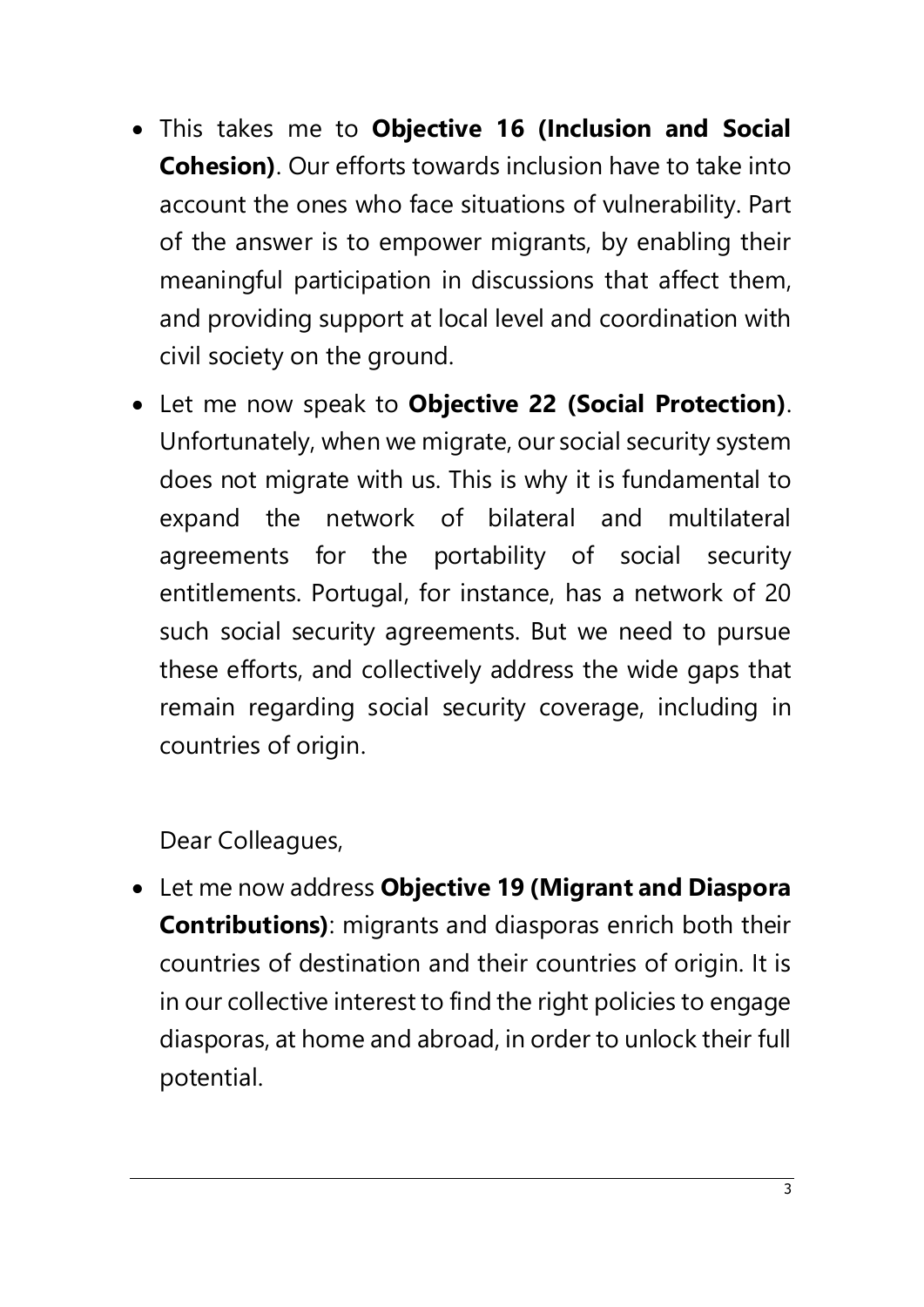- This takes me to **Objective 16 (Inclusion and Social Cohesion)**. Our efforts towards inclusion have to take into account the ones who face situations of vulnerability. Part of the answer is to empower migrants, by enabling their meaningful participation in discussions that affect them, and providing support at local level and coordination with civil society on the ground.
- Let me now speak to **Objective 22 (Social Protection)**. Unfortunately, when we migrate, our social security system does not migrate with us. This is why it is fundamental to expand the network of bilateral and multilateral agreements for the portability of social security entitlements. Portugal, for instance, has a network of 20 such social security agreements. But we need to pursue these efforts, and collectively address the wide gaps that remain regarding social security coverage, including in countries of origin.

Dear Colleagues,

- Let me now address **Objective 19 (Migrant and Diaspora Contributions)**: migrants and diasporas enrich both their countries of destination and their countries of origin. It is in our collective interest to find the right policies to engage diasporas, at home and abroad, in order to unlock their full potential.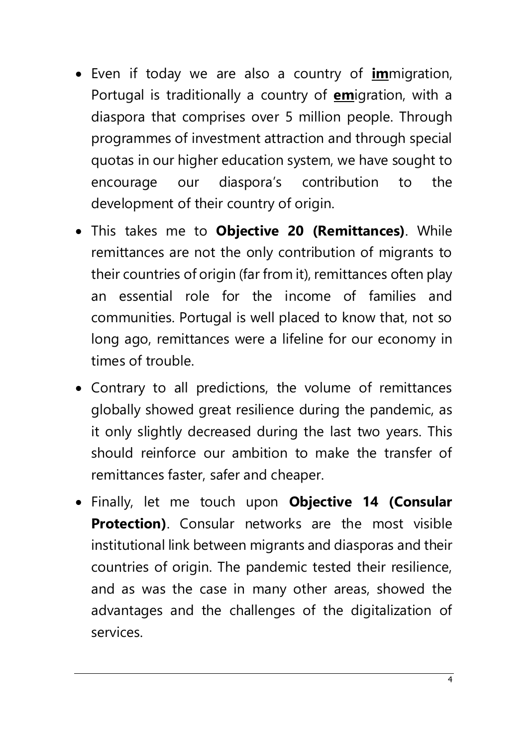- Even if today we are also a country of **<u>im</u>**migration, Portugal is traditionally a country of **<u>em</u>**igration, with a diaspora that comprises over 5 million people. Through programmes of investment attraction and through special quotas in our higher education system, we have sought to encourage our diaspora's contribution to the development of their country of origin.
- This takes me to **Objective 20 (Remittances)**. While remittances are not the only contribution of migrants to their countries of origin (far from it), remittances often play an essential role for the income of families and communities. Portugal is well placed to know that, not so long ago, remittances were a lifeline for our economy in times of trouble.
- Contrary to all predictions, the volume of remittances globally showed great resilience during the pandemic, as it only slightly decreased during the last two years. This should reinforce our ambition to make the transfer of remittances faster, safer and cheaper.
- Finally, let me touch upon **Objective 14 (Consular Protection)**. Consular networks are the most visible institutional link between migrants and diasporas and their countries of origin. The pandemic tested their resilience, and as was the case in many other areas, showed the advantages and the challenges of the digitalization of services.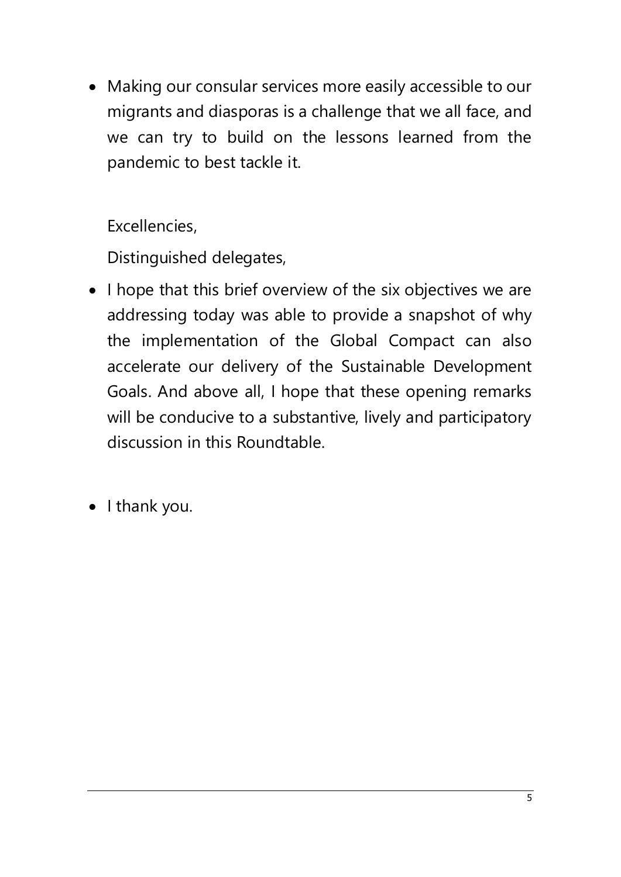- Making our consular services more easily accessible to our migrants and diasporas is a challenge that we all face, and we can try to build on the lessons learned from the pandemic to best tackle it.

Excellencies,

Distinguished delegates,

- I hope that this brief overview of the six objectives we are addressing today was able to provide a snapshot of why the implementation of the Global Compact can also accelerate our delivery of the Sustainable Development Goals. And above all, I hope that these opening remarks will be conducive to a substantive, lively and participatory discussion in this Roundtable.

- I thank you.